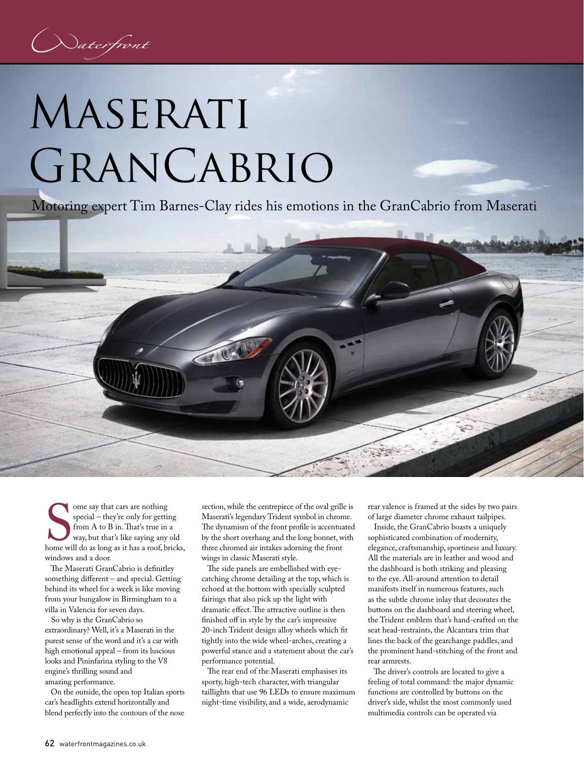# Maserati GranCabrio

Motoring expert Tim Barnes-Clay rides his emotions in the GranCabrio from Maserati

Some say that cars are nothing special – they're only for getting from A to B in. That's true in a way, but that's like saying any old home will do as long as it has a roof, bricks, windows and a door.

The Maserati GranCabrio is definitley something different – and special. Getting behind its wheel for a week is like moving from your bungalow in Birmingham to a villa in Valencia for seven days.

So why is the GranCabrio so extraordinary? Well, it's a Maserati in the purest sense of the word and it's a car with high emotional appeal – from its luscious looks and Pininfarina styling to the V8 engine's thrilling sound and amazing performance.

On the outside, the open top Italian sports car's headlights extend horizontally and blend perfectly into the contours of the nose section, while the centrepiece of the oval grille is Maserati's legendary Trident symbol in chrome. The dynamism of the front profile is accentuated by the short overhang and the long bonnet, with three chromed air intakes adorning the front wings in classic Maserati style.

The side panels are embellished with eye-catching chrome detailing at the top, which is echoed at the bottom with specially sculpted fairings that also pick up the light with dramatic effect. The attractive outline is then finished off in style by the car's impressive 20-inch Trident design alloy wheels which fit tightly into the wide wheel-arches, creating a powerful stance and a statement about the car's performance potential.

The rear end of the Maserati emphasises its sporty, high-tech character, with triangular taillights that use 96 LEDs to ensure maximum night-time visibility, and a wide, aerodynamic rear valence is framed at the sides by two pairs of large diameter chrome exhaust tailpipes.

Inside, the GranCabrio boasts a uniquely sophisticated combination of modernity, elegance, craftsmanship, sportiness and luxury. All the materials are in leather and wood and the dashboard is both striking and pleasing to the eye. All-around attention to detail manifests itself in numerous features, such as the subtle chrome inlay that decorates the buttons on the dashboard and steering wheel, the Trident emblem that's hand-crafted on the seat head-restraints, the Alcantara trim that lines the back of the gearchange paddles, and the prominent hand-stitching of the front and rear armrests.

The driver's controls are located to give a feeling of total command: the major dynamic functions are controlled by buttons on the driver's side, whilst the most commonly used multimedia controls can be operated via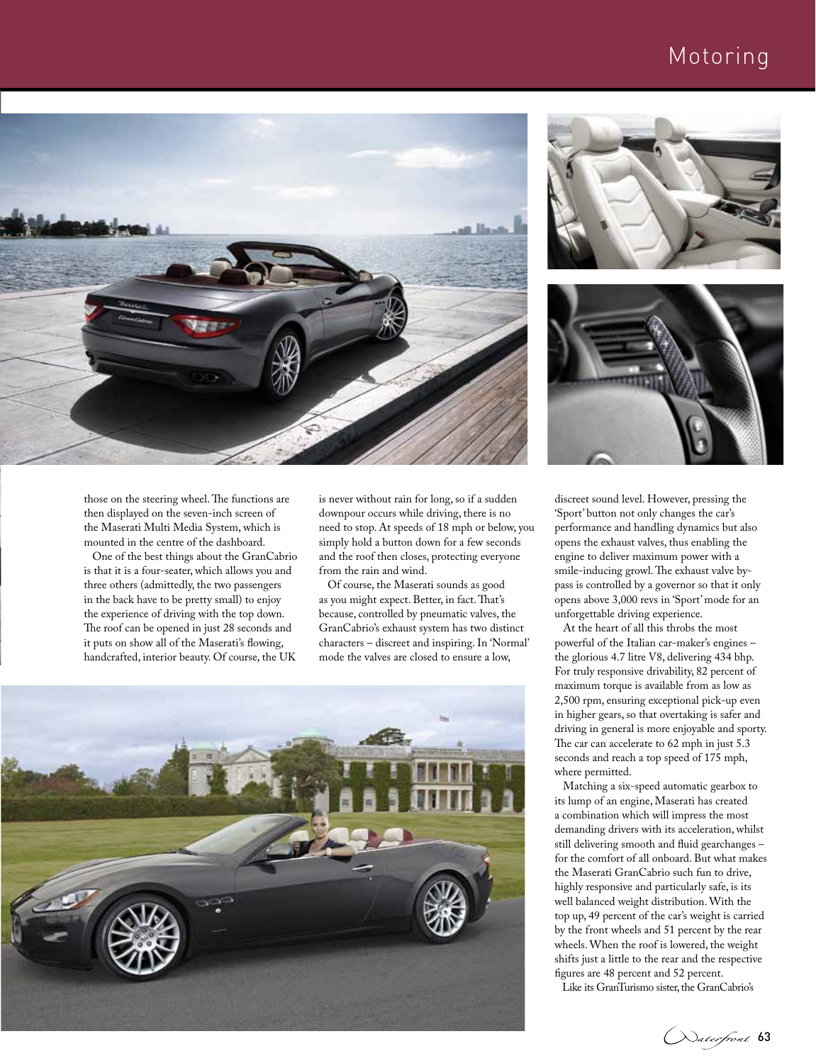those on the steering wheel. The functions are then displayed on the seven-inch screen of the Maserati Multi Media System, which is mounted in the centre of the dashboard.

One of the best things about the GranCabrio is that it is a four-seater, which allows you and three others (admittedly, the two passengers in the back have to be pretty small) to enjoy the experience of driving with the top down. The roof can be opened in just 28 seconds and it puts on show all of the Maserati's flowing, handcrafted, interior beauty. Of course, the UK is never without rain for long, so if a sudden downpour occurs while driving, there is no need to stop. At speeds of 18 mph or below, you simply hold a button down for a few seconds and the roof then closes, protecting everyone from the rain and wind.

Of course, the Maserati sounds as good as you might expect. Better, in fact. That's because, controlled by pneumatic valves, the GranCabrio's exhaust system has two distinct characters – discreet and inspiring. In 'Normal' mode the valves are closed to ensure a low, discreet sound level. However, pressing the 'Sport' button not only changes the car's performance and handling dynamics but also opens the exhaust valves, thus enabling the engine to deliver maximum power with a smile-inducing growl. The exhaust valve by-pass is controlled by a governor so that it only opens above 3,000 revs in 'Sport' mode for an unforgettable driving experience.

At the heart of all this throbs the most powerful of the Italian car-maker's engines – the glorious 4.7 litre V8, delivering 434 bhp. For truly responsive drivability, 82 percent of maximum torque is available from as low as 2,500 rpm, ensuring exceptional pick-up even in higher gears, so that overtaking is safer and driving in general is more enjoyable and sporty. The car can accelerate to 62 mph in just 5.3 seconds and reach a top speed of 175 mph, where permitted.

Matching a six-speed automatic gearbox to its lump of an engine, Maserati has created a combination which will impress the most demanding drivers with its acceleration, whilst still delivering smooth and fluid gearchanges – for the comfort of all onboard. But what makes the Maserati GranCabrio such fun to drive, highly responsive and particularly safe, is its well balanced weight distribution. With the top up, 49 percent of the car's weight is carried by the front wheels and 51 percent by the rear wheels. When the roof is lowered, the weight shifts just a little to the rear and the respective figures are 48 percent and 52 percent.

Like its GranTurismo sister, the GranCabrio's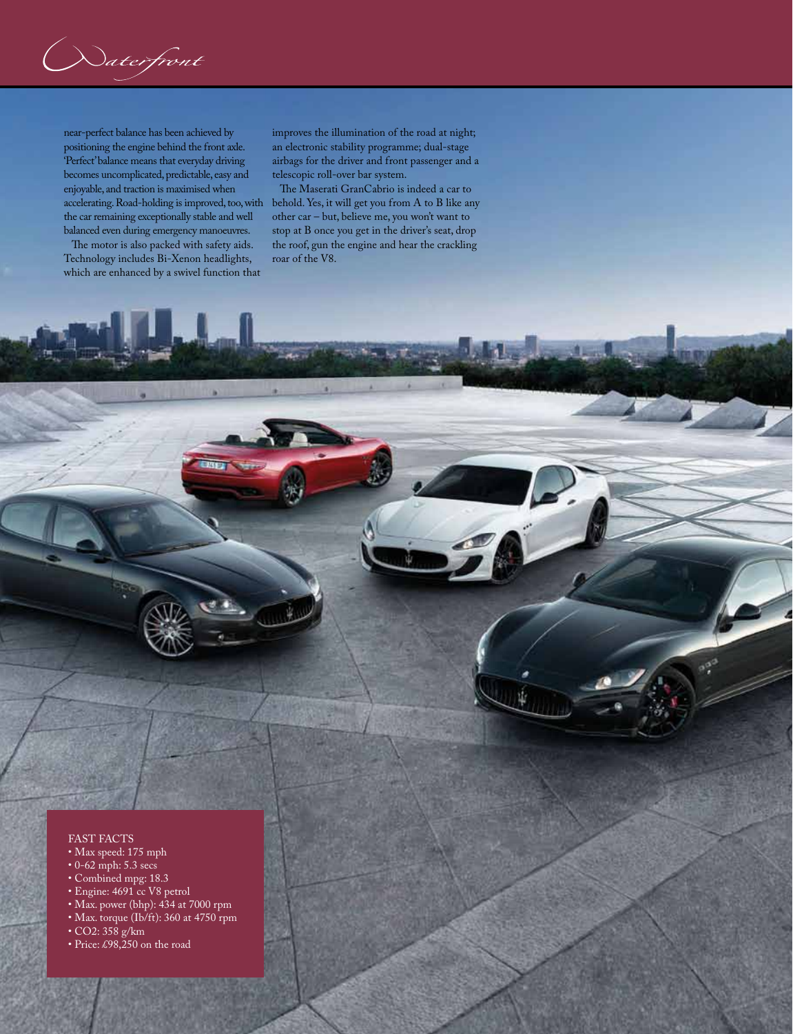near-perfect balance has been achieved by positioning the engine behind the front axle. 'Perfect' balance means that everyday driving becomes uncomplicated, predictable, easy and enjoyable, and traction is maximised when accelerating. Road-holding is improved, too, with the car remaining exceptionally stable and well balanced even during emergency manoeuvres.

The motor is also packed with safety aids. Technology includes Bi-Xenon headlights, which are enhanced by a swivel function that improves the illumination of the road at night; an electronic stability programme; dual-stage airbags for the driver and front passenger and a telescopic roll-over bar system.

The Maserati GranCabrio is indeed a car to behold. Yes, it will get you from A to B like any other car – but, believe me, you won't want to stop at B once you get in the driver's seat, drop the roof, gun the engine and hear the crackling roar of the V8.

FAST FACTS

- Max speed: 175 mph
- 0-62 mph: 5.3 secs
- Combined mpg: 18.3
- Engine: 4691 cc V8 petrol
- Max. power (bhp): 434 at 7000 rpm
- Max. torque (lb/ft): 360 at 4750 rpm
- $CO_2$: 358 g/km
- Price: £98,250 on the road